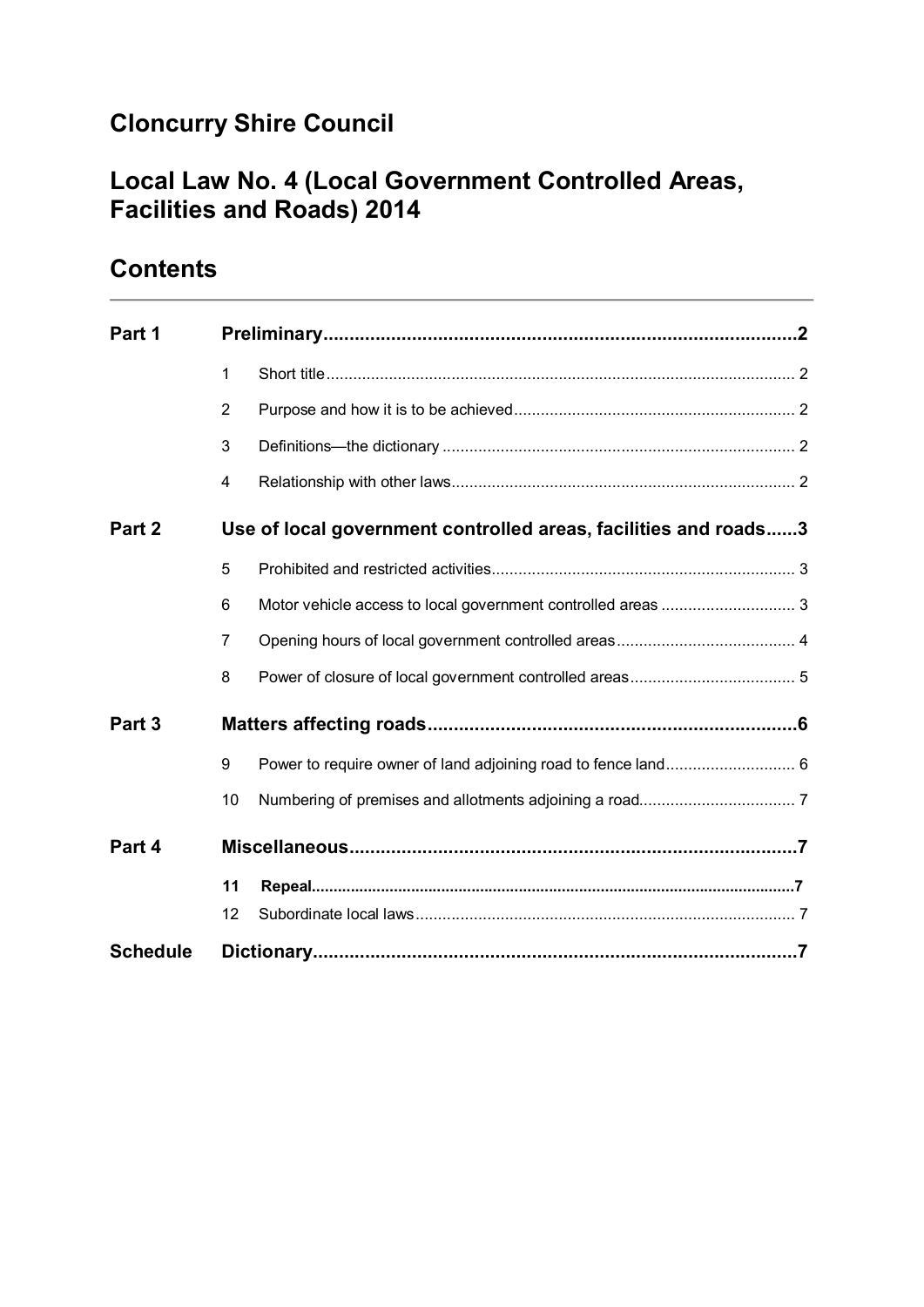# Cloncurry Shire Council

# Local Law No. 4 (Local Government Controlled Areas, Facilities and Roads) 2014

## Contents

| | | | |
|---|---|---|---|
| **Part 1** | | **Preliminary** | **2** |
| | 1 | Short title | 2 |
| | 2 | Purpose and how it is to be achieved | 2 |
| | 3 | Definitions—the dictionary | 2 |
| | 4 | Relationship with other laws | 2 |
| **Part 2** | | **Use of local government controlled areas, facilities and roads** | **3** |
| | 5 | Prohibited and restricted activities | 3 |
| | 6 | Motor vehicle access to local government controlled areas | 3 |
| | 7 | Opening hours of local government controlled areas | 4 |
| | 8 | Power of closure of local government controlled areas | 5 |
| **Part 3** | | **Matters affecting roads** | **6** |
| | 9 | Power to require owner of land adjoining road to fence land | 6 |
| | 10 | Numbering of premises and allotments adjoining a road | 7 |
| **Part 4** | | **Miscellaneous** | **7** |
| | **11** | **Repeal** | **7** |
| | 12 | Subordinate local laws | 7 |
| **Schedule** | | **Dictionary** | **7** |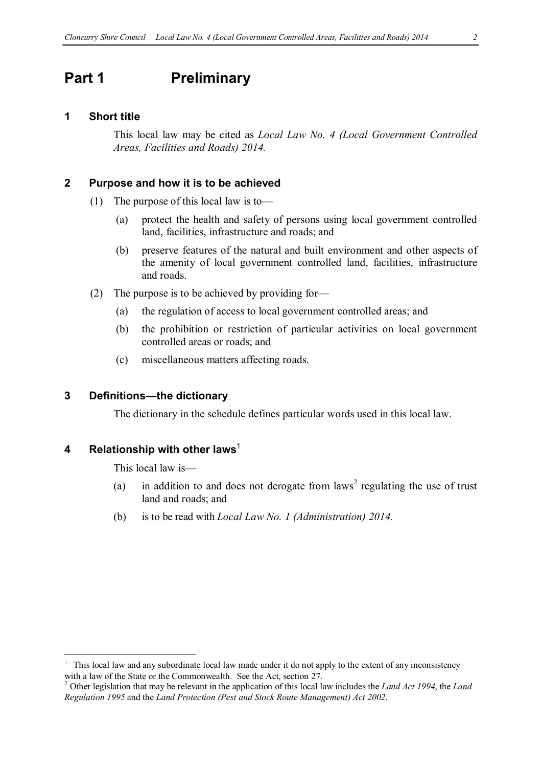# Part 1 Preliminary

## 1 Short title

This local law may be cited as *Local Law No. 4 (Local Government Controlled Areas, Facilities and Roads) 2014.*

## 2 Purpose and how it is to be achieved

(1) The purpose of this local law is to—

(a) protect the health and safety of persons using local government controlled land, facilities, infrastructure and roads; and

(b) preserve features of the natural and built environment and other aspects of the amenity of local government controlled land, facilities, infrastructure and roads.

(2) The purpose is to be achieved by providing for—

(a) the regulation of access to local government controlled areas; and

(b) the prohibition or restriction of particular activities on local government controlled areas or roads; and

(c) miscellaneous matters affecting roads.

## 3 Definitions—the dictionary

The dictionary in the schedule defines particular words used in this local law.

## 4 Relationship with other laws[1]

This local law is—

(a) in addition to and does not derogate from laws[2] regulating the use of trust land and roads; and

(b) is to be read with *Local Law No. 1 (Administration) 2014.*

---

[1] This local law and any subordinate local law made under it do not apply to the extent of any inconsistency with a law of the State or the Commonwealth. See the Act, section 27.

[2] Other legislation that may be relevant in the application of this local law includes the *Land Act 1994*, the *Land Regulation 1995* and the *Land Protection (Pest and Stock Route Management) Act 2002*.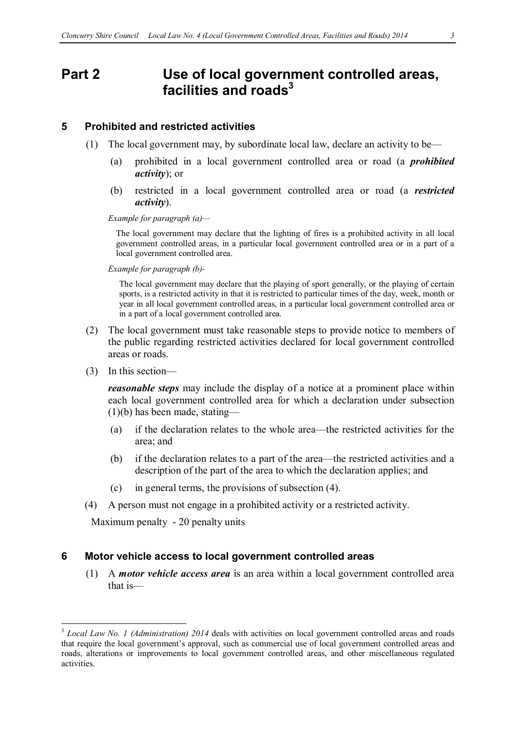# Part 2 Use of local government controlled areas, facilities and roads[3]

## 5 Prohibited and restricted activities

(1) The local government may, by subordinate local law, declare an activity to be—

(a) prohibited in a local government controlled area or road (a ***prohibited activity***); or

(b) restricted in a local government controlled area or road (a ***restricted activity***).

*Example for paragraph (a)—*

The local government may declare that the lighting of fires is a prohibited activity in all local government controlled areas, in a particular local government controlled area or in a part of a local government controlled area.

*Example for paragraph (b)-*

The local government may declare that the playing of sport generally, or the playing of certain sports, is a restricted activity in that it is restricted to particular times of the day, week, month or year in all local government controlled areas, in a particular local government controlled area or in a part of a local government controlled area.

(2) The local government must take reasonable steps to provide notice to members of the public regarding restricted activities declared for local government controlled areas or roads.

(3) In this section—

***reasonable steps*** may include the display of a notice at a prominent place within each local government controlled area for which a declaration under subsection (1)(b) has been made, stating—

(a) if the declaration relates to the whole area—the restricted activities for the area; and

(b) if the declaration relates to a part of the area—the restricted activities and a description of the part of the area to which the declaration applies; and

(c) in general terms, the provisions of subsection (4).

(4) A person must not engage in a prohibited activity or a restricted activity.

Maximum penalty - 20 penalty units

## 6 Motor vehicle access to local government controlled areas

(1) A ***motor vehicle access area*** is an area within a local government controlled area that is—

---

[3] *Local Law No. 1 (Administration) 2014* deals with activities on local government controlled areas and roads that require the local government's approval, such as commercial use of local government controlled areas and roads, alterations or improvements to local government controlled areas, and other miscellaneous regulated activities.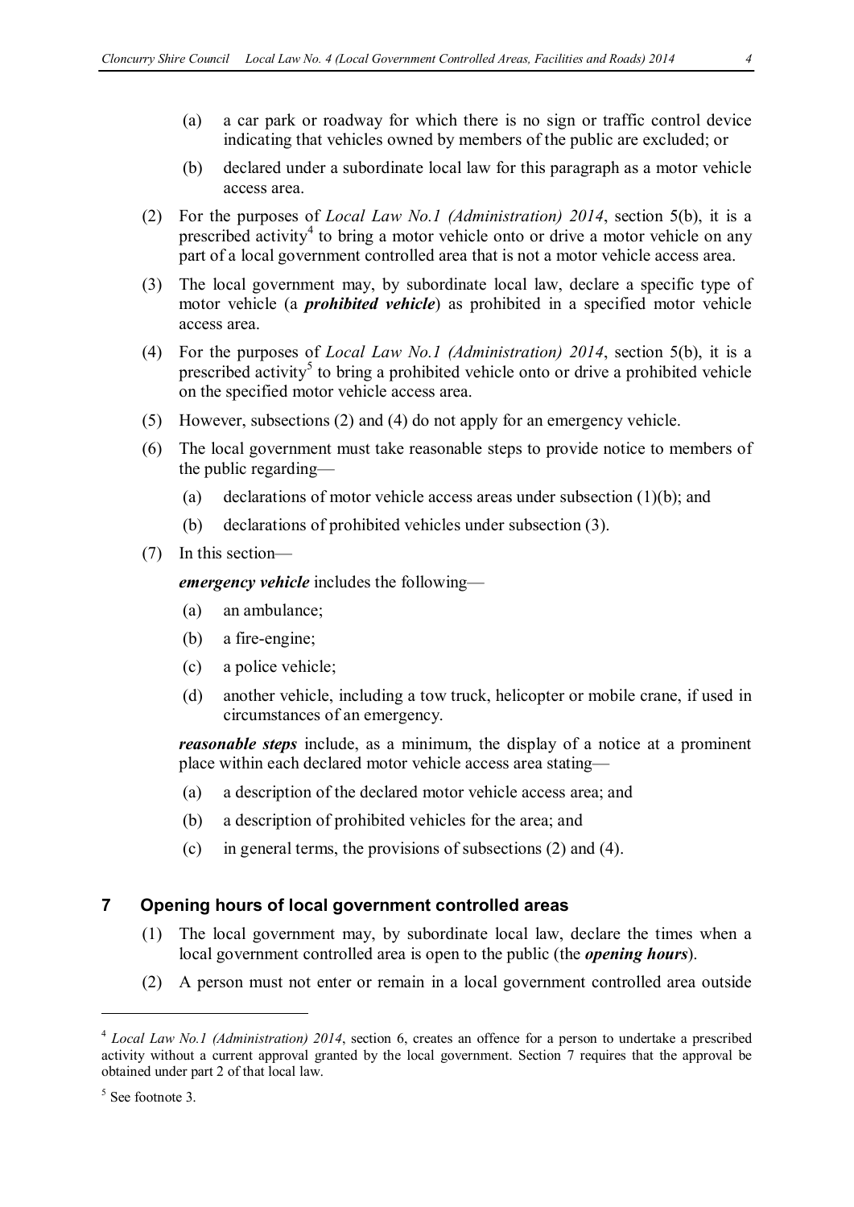(a) a car park or roadway for which there is no sign or traffic control device indicating that vehicles owned by members of the public are excluded; or

(b) declared under a subordinate local law for this paragraph as a motor vehicle access area.

(2) For the purposes of *Local Law No.1 (Administration) 2014*, section 5(b), it is a prescribed activity[4] to bring a motor vehicle onto or drive a motor vehicle on any part of a local government controlled area that is not a motor vehicle access area.

(3) The local government may, by subordinate local law, declare a specific type of motor vehicle (a ***prohibited vehicle***) as prohibited in a specified motor vehicle access area.

(4) For the purposes of *Local Law No.1 (Administration) 2014*, section 5(b), it is a prescribed activity[5] to bring a prohibited vehicle onto or drive a prohibited vehicle on the specified motor vehicle access area.

(5) However, subsections (2) and (4) do not apply for an emergency vehicle.

(6) The local government must take reasonable steps to provide notice to members of the public regarding—

(a) declarations of motor vehicle access areas under subsection (1)(b); and

(b) declarations of prohibited vehicles under subsection (3).

(7) In this section—

***emergency vehicle*** includes the following—

(a) an ambulance;

(b) a fire-engine;

(c) a police vehicle;

(d) another vehicle, including a tow truck, helicopter or mobile crane, if used in circumstances of an emergency.

***reasonable steps*** include, as a minimum, the display of a notice at a prominent place within each declared motor vehicle access area stating—

(a) a description of the declared motor vehicle access area; and

(b) a description of prohibited vehicles for the area; and

(c) in general terms, the provisions of subsections (2) and (4).

## 7 Opening hours of local government controlled areas

(1) The local government may, by subordinate local law, declare the times when a local government controlled area is open to the public (the ***opening hours***).

(2) A person must not enter or remain in a local government controlled area outside

---

[4] *Local Law No.1 (Administration) 2014*, section 6, creates an offence for a person to undertake a prescribed activity without a current approval granted by the local government. Section 7 requires that the approval be obtained under part 2 of that local law.

[5] See footnote 3.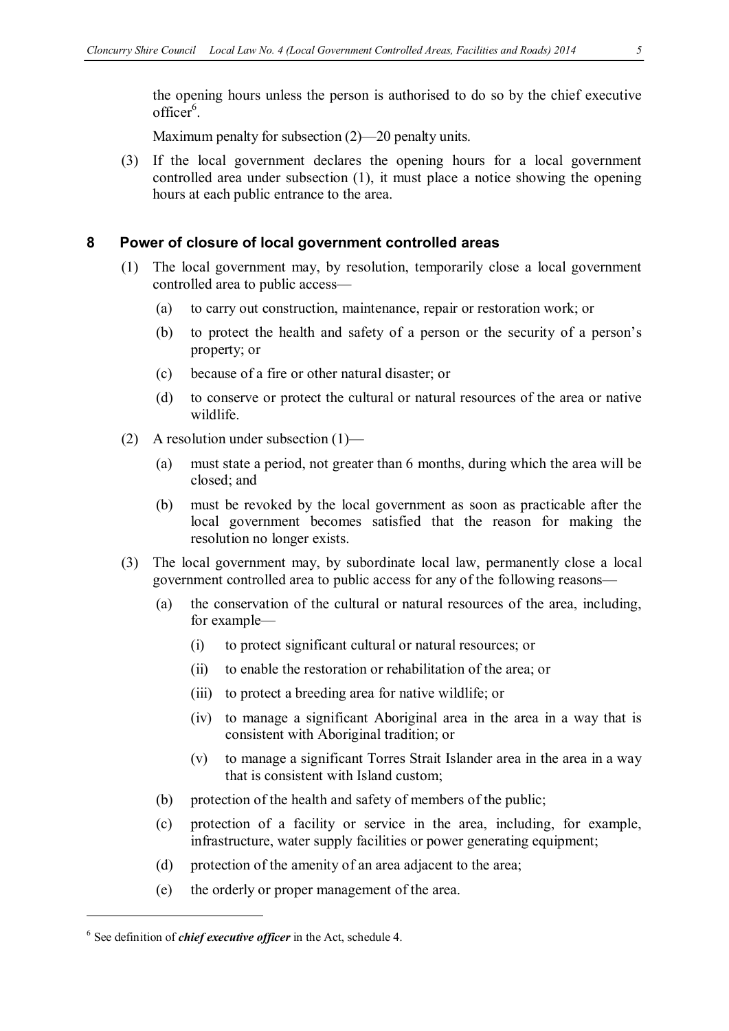the opening hours unless the person is authorised to do so by the chief executive officer[6].

Maximum penalty for subsection (2)—20 penalty units.

(3) If the local government declares the opening hours for a local government controlled area under subsection (1), it must place a notice showing the opening hours at each public entrance to the area.

## 8 Power of closure of local government controlled areas

(1) The local government may, by resolution, temporarily close a local government controlled area to public access—

- (a) to carry out construction, maintenance, repair or restoration work; or
- (b) to protect the health and safety of a person or the security of a person's property; or
- (c) because of a fire or other natural disaster; or
- (d) to conserve or protect the cultural or natural resources of the area or native wildlife.

(2) A resolution under subsection (1)—

- (a) must state a period, not greater than 6 months, during which the area will be closed; and
- (b) must be revoked by the local government as soon as practicable after the local government becomes satisfied that the reason for making the resolution no longer exists.

(3) The local government may, by subordinate local law, permanently close a local government controlled area to public access for any of the following reasons—

- (a) the conservation of the cultural or natural resources of the area, including, for example—
  - (i) to protect significant cultural or natural resources; or
  - (ii) to enable the restoration or rehabilitation of the area; or
  - (iii) to protect a breeding area for native wildlife; or
  - (iv) to manage a significant Aboriginal area in the area in a way that is consistent with Aboriginal tradition; or
  - (v) to manage a significant Torres Strait Islander area in the area in a way that is consistent with Island custom;
- (b) protection of the health and safety of members of the public;
- (c) protection of a facility or service in the area, including, for example, infrastructure, water supply facilities or power generating equipment;
- (d) protection of the amenity of an area adjacent to the area;
- (e) the orderly or proper management of the area.

---

[6] See definition of ***chief executive officer*** in the Act, schedule 4.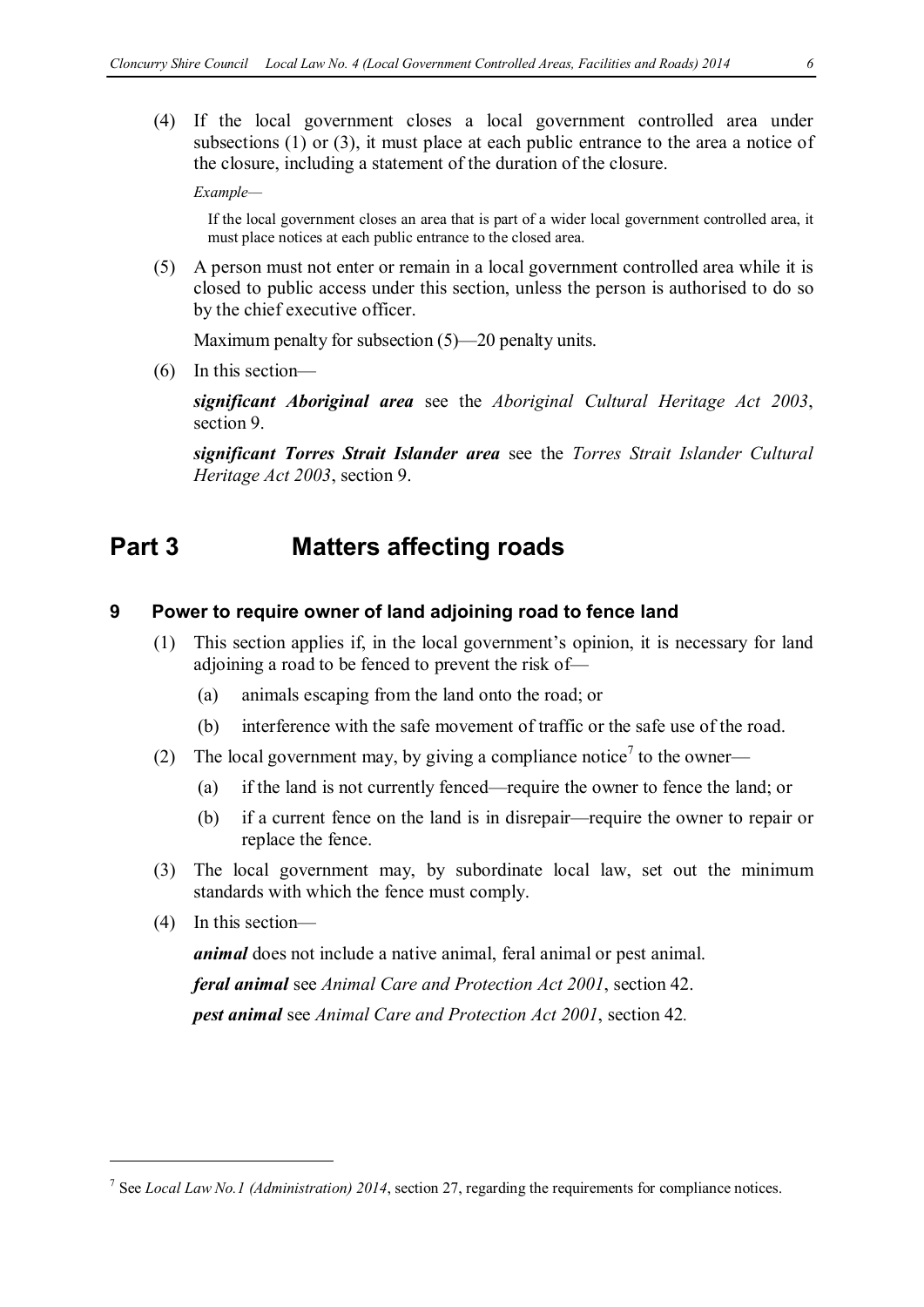(4) If the local government closes a local government controlled area under subsections (1) or (3), it must place at each public entrance to the area a notice of the closure, including a statement of the duration of the closure.

*Example—*

If the local government closes an area that is part of a wider local government controlled area, it must place notices at each public entrance to the closed area.

(5) A person must not enter or remain in a local government controlled area while it is closed to public access under this section, unless the person is authorised to do so by the chief executive officer.

Maximum penalty for subsection (5)—20 penalty units.

(6) In this section—

***significant Aboriginal area*** see the *Aboriginal Cultural Heritage Act 2003*, section 9.

***significant Torres Strait Islander area*** see the *Torres Strait Islander Cultural Heritage Act 2003*, section 9.

## Part 3 Matters affecting roads

### 9 Power to require owner of land adjoining road to fence land

(1) This section applies if, in the local government's opinion, it is necessary for land adjoining a road to be fenced to prevent the risk of—

(a) animals escaping from the land onto the road; or

(b) interference with the safe movement of traffic or the safe use of the road.

(2) The local government may, by giving a compliance notice[7] to the owner—

(a) if the land is not currently fenced—require the owner to fence the land; or

(b) if a current fence on the land is in disrepair—require the owner to repair or replace the fence.

(3) The local government may, by subordinate local law, set out the minimum standards with which the fence must comply.

(4) In this section—

***animal*** does not include a native animal, feral animal or pest animal.

***feral animal*** see *Animal Care and Protection Act 2001*, section 42.

***pest animal*** see *Animal Care and Protection Act 2001*, section 42.

---

[7] See *Local Law No.1 (Administration) 2014*, section 27, regarding the requirements for compliance notices.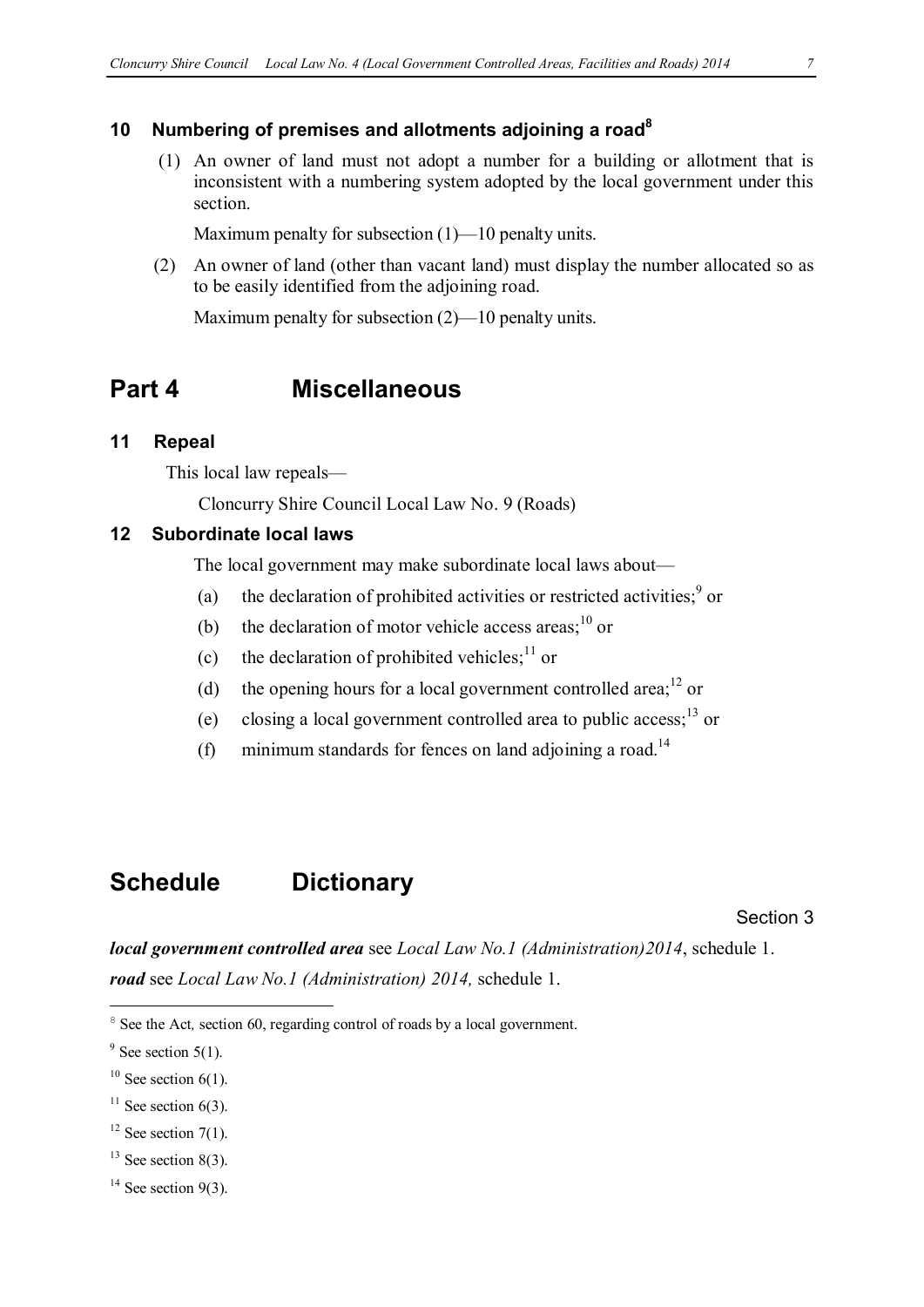### 10 Numbering of premises and allotments adjoining a road[8]

(1) An owner of land must not adopt a number for a building or allotment that is inconsistent with a numbering system adopted by the local government under this section.

Maximum penalty for subsection (1)—10 penalty units.

(2) An owner of land (other than vacant land) must display the number allocated so as to be easily identified from the adjoining road.

Maximum penalty for subsection (2)—10 penalty units.

## Part 4 Miscellaneous

### 11 Repeal

This local law repeals—

Cloncurry Shire Council Local Law No. 9 (Roads)

### 12 Subordinate local laws

The local government may make subordinate local laws about—

(a) the declaration of prohibited activities or restricted activities;[9] or

(b) the declaration of motor vehicle access areas;[10] or

(c) the declaration of prohibited vehicles;[11] or

(d) the opening hours for a local government controlled area;[12] or

(e) closing a local government controlled area to public access;[13] or

(f) minimum standards for fences on land adjoining a road.[14]

## Schedule Dictionary

Section 3

***local government controlled area*** see *Local Law No.1 (Administration)2014*, schedule 1.

***road*** see *Local Law No.1 (Administration) 2014,* schedule 1.

---

[8] See the Act, section 60, regarding control of roads by a local government.

[9] See section 5(1).

[10] See section 6(1).

[11] See section 6(3).

[12] See section 7(1).

[13] See section 8(3).

[14] See section 9(3).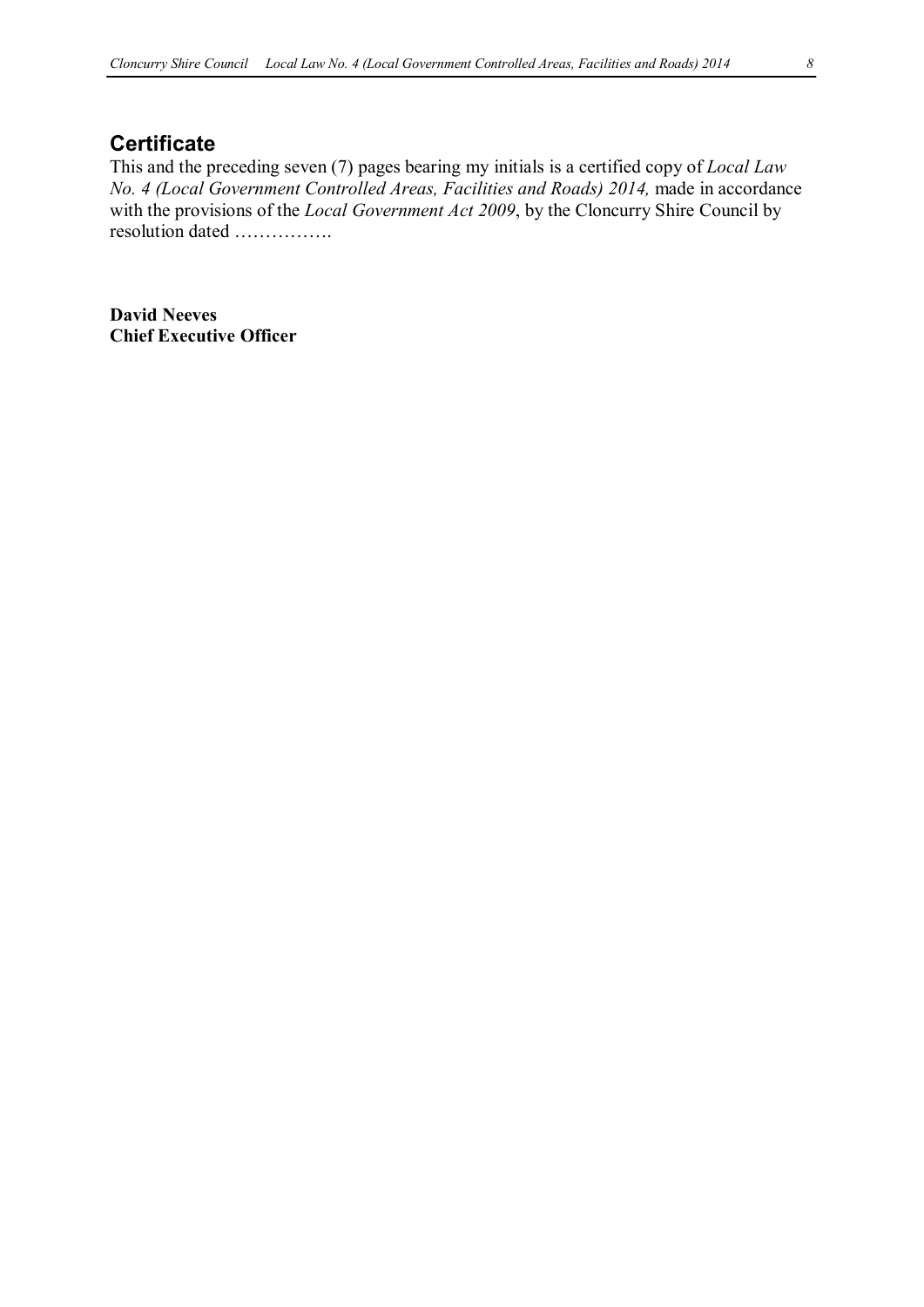## Certificate

This and the preceding seven (7) pages bearing my initials is a certified copy of *Local Law No. 4 (Local Government Controlled Areas, Facilities and Roads) 2014,* made in accordance with the provisions of the *Local Government Act 2009*, by the Cloncurry Shire Council by resolution dated …………….

**David Neeves**
**Chief Executive Officer**